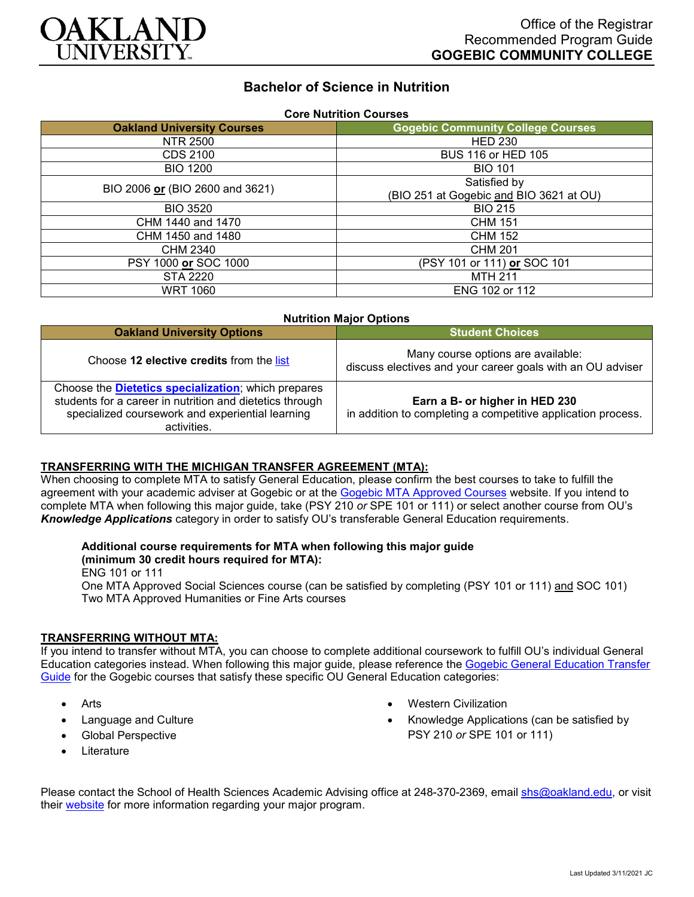OAKLAND UNIVERSITY

Office of the Registrar
Recommended Program Guide
**GOGEBIC COMMUNITY COLLEGE**

# Bachelor of Science in Nutrition

**Core Nutrition Courses**

| Oakland University Courses | Gogebic Community College Courses |
|---|---|
| NTR 2500 | HED 230 |
| CDS 2100 | BUS 116 or HED 105 |
| BIO 1200 | BIO 101 |
| BIO 2006 **or** (BIO 2600 and 3621) | Satisfied by (BIO 251 at Gogebic and BIO 3621 at OU) |
| BIO 3520 | BIO 215 |
| CHM 1440 and 1470 | CHM 151 |
| CHM 1450 and 1480 | CHM 152 |
| CHM 2340 | CHM 201 |
| PSY 1000 **or** SOC 1000 | (PSY 101 or 111) **or** SOC 101 |
| STA 2220 | MTH 211 |
| WRT 1060 | ENG 102 or 112 |

**Nutrition Major Options**

| Oakland University Options | Student Choices |
|---|---|
| Choose **12 elective credits** from the list | Many course options are available: discuss electives and your career goals with an OU adviser |
| Choose the **Dietetics specialization**; which prepares students for a career in nutrition and dietetics through specialized coursework and experiential learning activities. | **Earn a B- or higher in HED 230** in addition to completing a competitive application process. |

## TRANSFERRING WITH THE MICHIGAN TRANSFER AGREEMENT (MTA):

When choosing to complete MTA to satisfy General Education, please confirm the best courses to take to fulfill the agreement with your academic adviser at Gogebic or at the Gogebic MTA Approved Courses website. If you intend to complete MTA when following this major guide, take (PSY 210 *or* SPE 101 or 111) or select another course from OU's ***Knowledge Applications*** category in order to satisfy OU's transferable General Education requirements.

**Additional course requirements for MTA when following this major guide (minimum 30 credit hours required for MTA):**
ENG 101 or 111
One MTA Approved Social Sciences course (can be satisfied by completing (PSY 101 or 111) and SOC 101)
Two MTA Approved Humanities or Fine Arts courses

## TRANSFERRING WITHOUT MTA:

If you intend to transfer without MTA, you can choose to complete additional coursework to fulfill OU's individual General Education categories instead. When following this major guide, please reference the Gogebic General Education Transfer Guide for the Gogebic courses that satisfy these specific OU General Education categories:

- Arts
- Language and Culture
- Global Perspective
- Literature
- Western Civilization
- Knowledge Applications (can be satisfied by PSY 210 *or* SPE 101 or 111)

Please contact the School of Health Sciences Academic Advising office at 248-370-2369, email shs@oakland.edu, or visit their website for more information regarding your major program.

Last Updated 3/11/2021 JC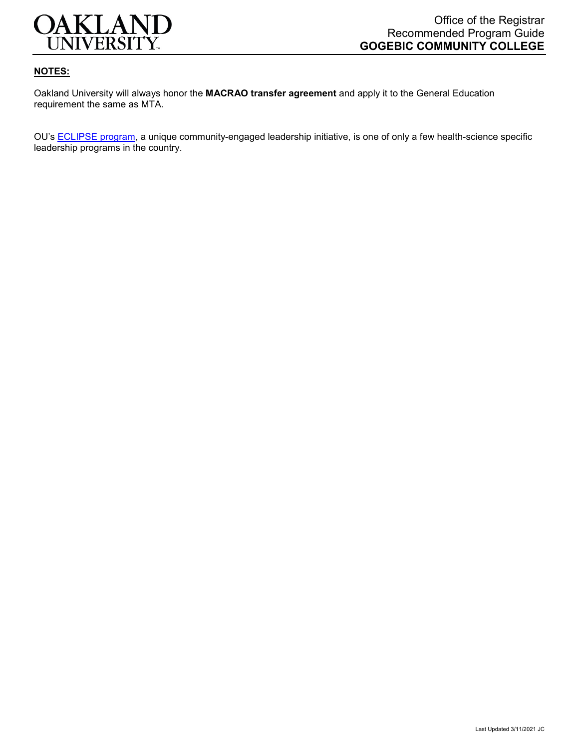**NOTES:**

Oakland University will always honor the **MACRAO transfer agreement** and apply it to the General Education requirement the same as MTA.

OU's ECLIPSE program, a unique community-engaged leadership initiative, is one of only a few health-science specific leadership programs in the country.

Last Updated 3/11/2021 JC